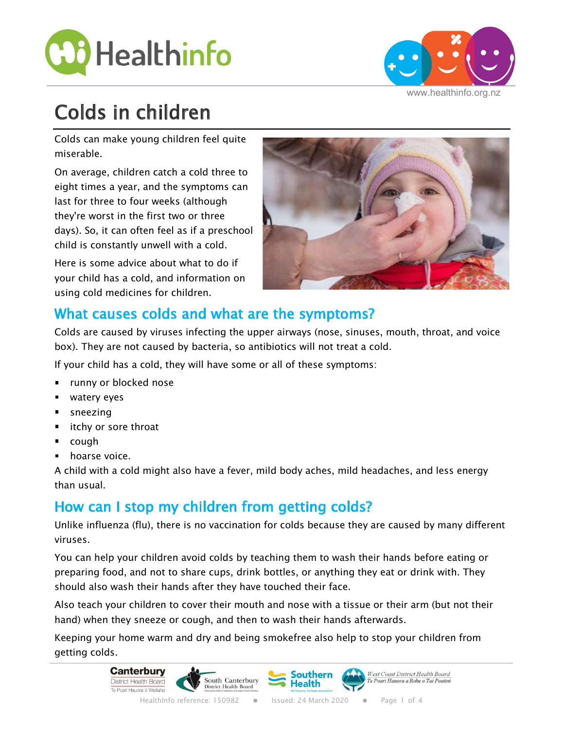# Colds in children

Colds can make young children feel quite miserable.

On average, children catch a cold three to eight times a year, and the symptoms can last for three to four weeks (although they're worst in the first two or three days). So, it can often feel as if a preschool child is constantly unwell with a cold.

Here is some advice about what to do if your child has a cold, and information on using cold medicines for children.

## What causes colds and what are the symptoms?

Colds are caused by viruses infecting the upper airways (nose, sinuses, mouth, throat, and voice box). They are not caused by bacteria, so antibiotics will not treat a cold.

If your child has a cold, they will have some or all of these symptoms:

- runny or blocked nose
- watery eyes
- sneezing
- itchy or sore throat
- cough
- hoarse voice.

A child with a cold might also have a fever, mild body aches, mild headaches, and less energy than usual.

## How can I stop my children from getting colds?

Unlike influenza (flu), there is no vaccination for colds because they are caused by many different viruses.

You can help your children avoid colds by teaching them to wash their hands before eating or preparing food, and not to share cups, drink bottles, or anything they eat or drink with. They should also wash their hands after they have touched their face.

Also teach your children to cover their mouth and nose with a tissue or their arm (but not their hand) when they sneeze or cough, and then to wash their hands afterwards.

Keeping your home warm and dry and being smokefree also help to stop your children from getting colds.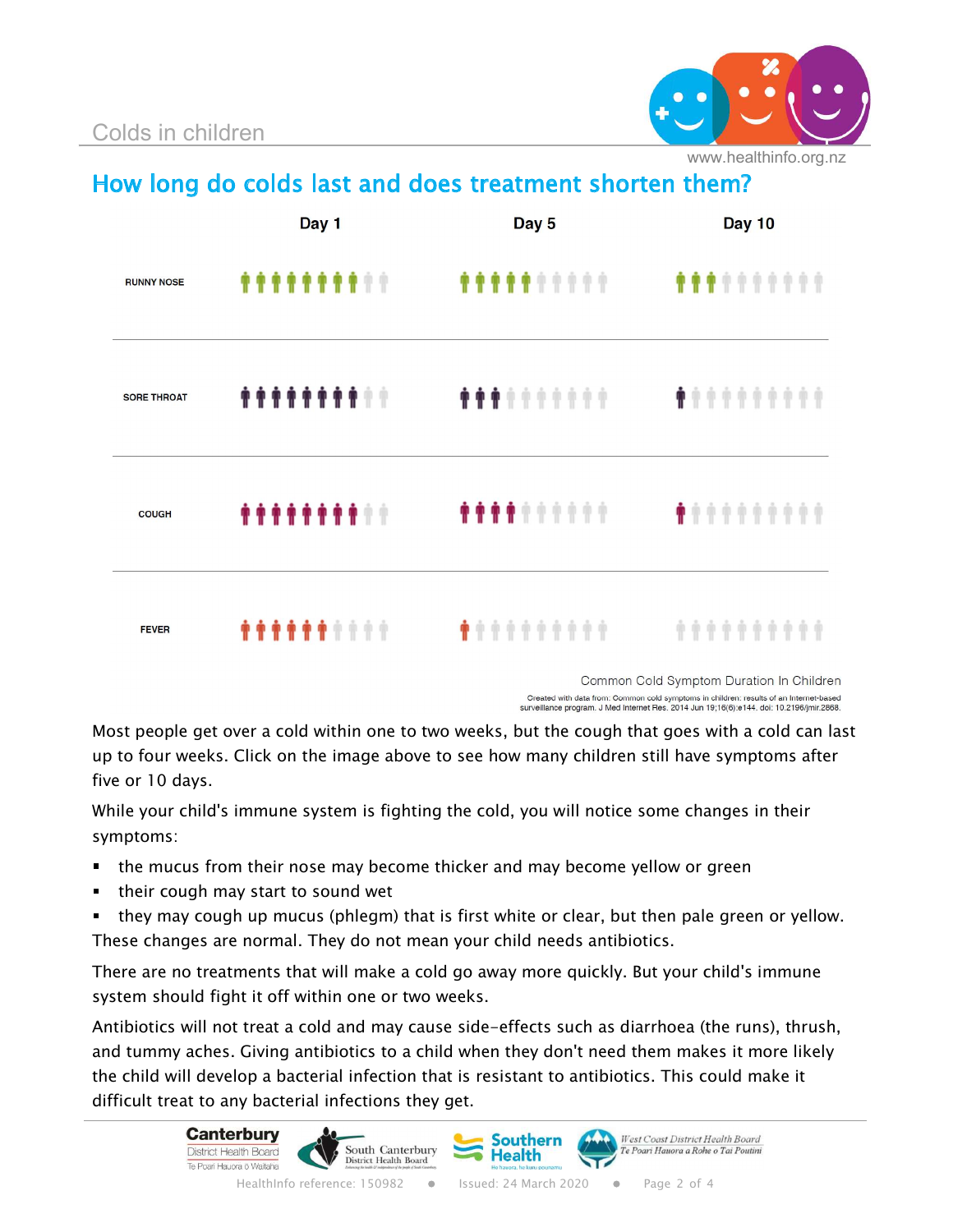## How long do colds last and does treatment shorten them?

| | Day 1 | Day 5 | Day 10 |
|---|---|---|---|
| RUNNY NOSE | 8 of 10 | 5 of 10 | 3 of 10 |
| SORE THROAT | 8 of 10 | 3 of 10 | 1 of 10 |
| COUGH | 8 of 10 | 4 of 10 | 1 of 10 |
| FEVER | 6 of 10 | 1 of 10 | 0 of 10 |

Common Cold Symptom Duration In Children

Created with data from: Common cold symptoms in children: results of an Internet-based surveillance program. J Med Internet Res. 2014 Jun 19;16(6):e144. doi: 10.2196/jmir.2868.

Most people get over a cold within one to two weeks, but the cough that goes with a cold can last up to four weeks. Click on the image above to see how many children still have symptoms after five or 10 days.

While your child's immune system is fighting the cold, you will notice some changes in their symptoms:

- the mucus from their nose may become thicker and may become yellow or green
- their cough may start to sound wet
- they may cough up mucus (phlegm) that is first white or clear, but then pale green or yellow.

These changes are normal. They do not mean your child needs antibiotics.

There are no treatments that will make a cold go away more quickly. But your child's immune system should fight it off within one or two weeks.

Antibiotics will not treat a cold and may cause side-effects such as diarrhoea (the runs), thrush, and tummy aches. Giving antibiotics to a child when they don't need them makes it more likely the child will develop a bacterial infection that is resistant to antibiotics. This could make it difficult treat to any bacterial infections they get.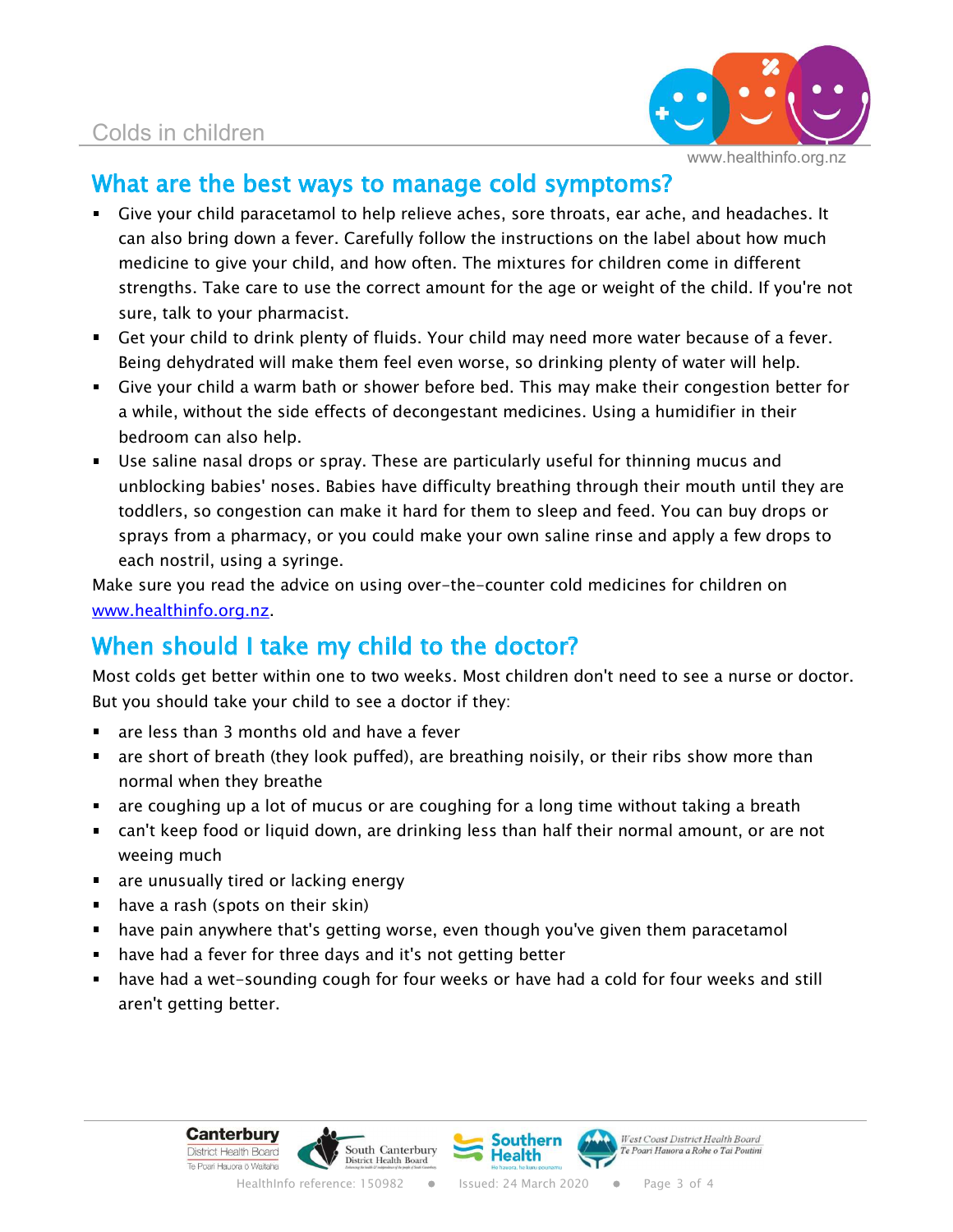## What are the best ways to manage cold symptoms?

- Give your child paracetamol to help relieve aches, sore throats, ear ache, and headaches. It can also bring down a fever. Carefully follow the instructions on the label about how much medicine to give your child, and how often. The mixtures for children come in different strengths. Take care to use the correct amount for the age or weight of the child. If you're not sure, talk to your pharmacist.
- Get your child to drink plenty of fluids. Your child may need more water because of a fever. Being dehydrated will make them feel even worse, so drinking plenty of water will help.
- Give your child a warm bath or shower before bed. This may make their congestion better for a while, without the side effects of decongestant medicines. Using a humidifier in their bedroom can also help.
- Use saline nasal drops or spray. These are particularly useful for thinning mucus and unblocking babies' noses. Babies have difficulty breathing through their mouth until they are toddlers, so congestion can make it hard for them to sleep and feed. You can buy drops or sprays from a pharmacy, or you could make your own saline rinse and apply a few drops to each nostril, using a syringe.

Make sure you read the advice on using over-the-counter cold medicines for children on www.healthinfo.org.nz.

## When should I take my child to the doctor?

Most colds get better within one to two weeks. Most children don't need to see a nurse or doctor. But you should take your child to see a doctor if they:

- are less than 3 months old and have a fever
- are short of breath (they look puffed), are breathing noisily, or their ribs show more than normal when they breathe
- are coughing up a lot of mucus or are coughing for a long time without taking a breath
- can't keep food or liquid down, are drinking less than half their normal amount, or are not weeing much
- are unusually tired or lacking energy
- have a rash (spots on their skin)
- have pain anywhere that's getting worse, even though you've given them paracetamol
- have had a fever for three days and it's not getting better
- have had a wet-sounding cough for four weeks or have had a cold for four weeks and still aren't getting better.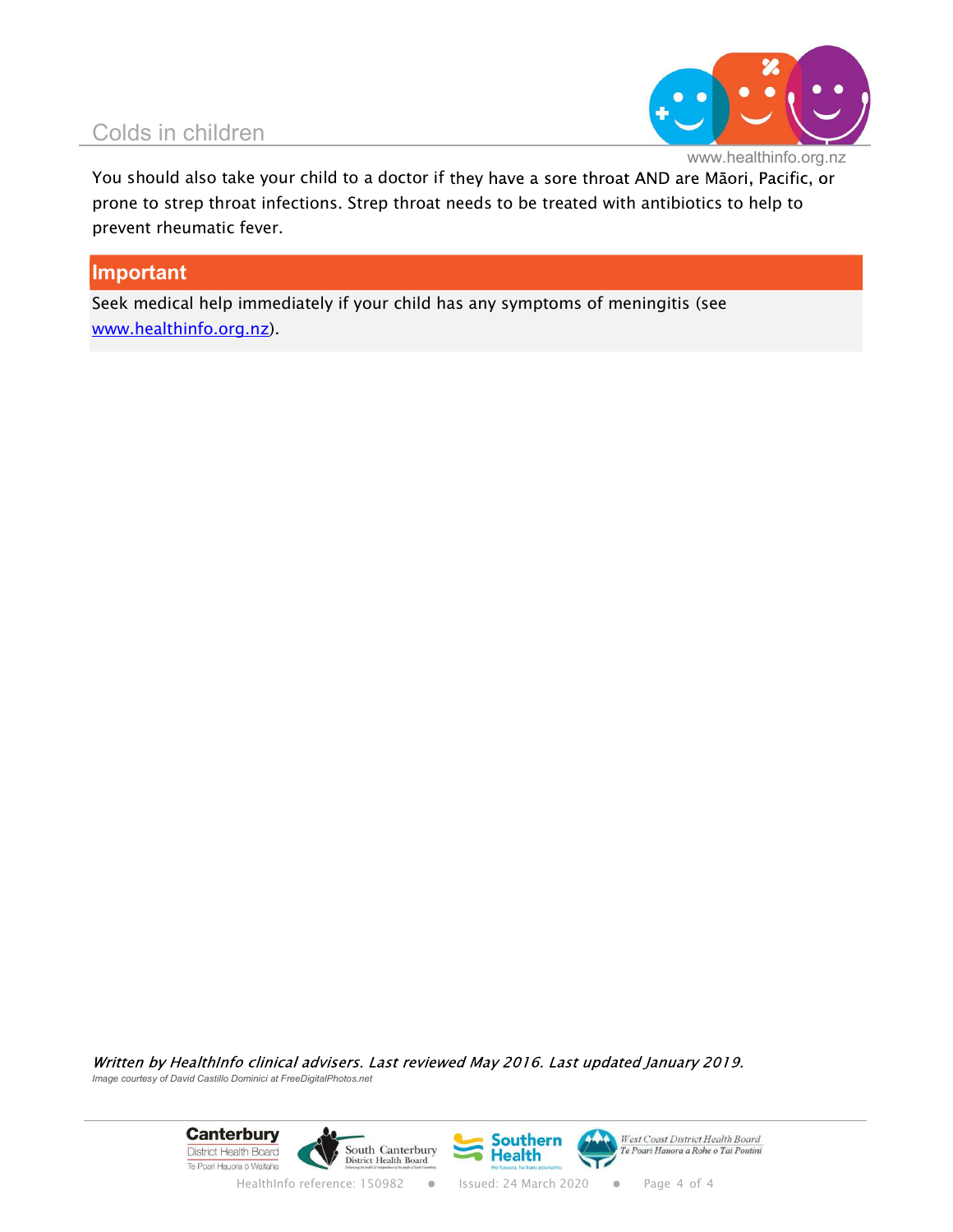You should also take your child to a doctor if they have a sore throat AND are Māori, Pacific, or prone to strep throat infections. Strep throat needs to be treated with antibiotics to help to prevent rheumatic fever.

## Important

Seek medical help immediately if your child has any symptoms of meningitis (see [www.healthinfo.org.nz](www.healthinfo.org.nz)).

*Written by HealthInfo clinical advisers. Last reviewed May 2016. Last updated January 2019.*

*Image courtesy of David Castillo Dominici at FreeDigitalPhotos.net*